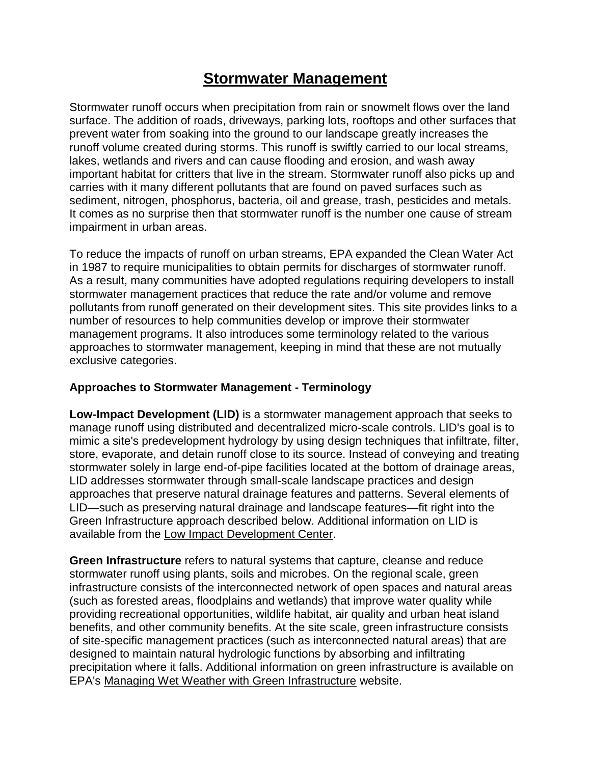# Stormwater Management

Stormwater runoff occurs when precipitation from rain or snowmelt flows over the land surface. The addition of roads, driveways, parking lots, rooftops and other surfaces that prevent water from soaking into the ground to our landscape greatly increases the runoff volume created during storms. This runoff is swiftly carried to our local streams, lakes, wetlands and rivers and can cause flooding and erosion, and wash away important habitat for critters that live in the stream. Stormwater runoff also picks up and carries with it many different pollutants that are found on paved surfaces such as sediment, nitrogen, phosphorus, bacteria, oil and grease, trash, pesticides and metals. It comes as no surprise then that stormwater runoff is the number one cause of stream impairment in urban areas.

To reduce the impacts of runoff on urban streams, EPA expanded the Clean Water Act in 1987 to require municipalities to obtain permits for discharges of stormwater runoff. As a result, many communities have adopted regulations requiring developers to install stormwater management practices that reduce the rate and/or volume and remove pollutants from runoff generated on their development sites. This site provides links to a number of resources to help communities develop or improve their stormwater management programs. It also introduces some terminology related to the various approaches to stormwater management, keeping in mind that these are not mutually exclusive categories.

### Approaches to Stormwater Management - Terminology

**Low-Impact Development (LID)** is a stormwater management approach that seeks to manage runoff using distributed and decentralized micro-scale controls. LID's goal is to mimic a site's predevelopment hydrology by using design techniques that infiltrate, filter, store, evaporate, and detain runoff close to its source. Instead of conveying and treating stormwater solely in large end-of-pipe facilities located at the bottom of drainage areas, LID addresses stormwater through small-scale landscape practices and design approaches that preserve natural drainage features and patterns. Several elements of LID—such as preserving natural drainage and landscape features—fit right into the Green Infrastructure approach described below. Additional information on LID is available from the Low Impact Development Center.

**Green Infrastructure** refers to natural systems that capture, cleanse and reduce stormwater runoff using plants, soils and microbes. On the regional scale, green infrastructure consists of the interconnected network of open spaces and natural areas (such as forested areas, floodplains and wetlands) that improve water quality while providing recreational opportunities, wildlife habitat, air quality and urban heat island benefits, and other community benefits. At the site scale, green infrastructure consists of site-specific management practices (such as interconnected natural areas) that are designed to maintain natural hydrologic functions by absorbing and infiltrating precipitation where it falls. Additional information on green infrastructure is available on EPA's Managing Wet Weather with Green Infrastructure website.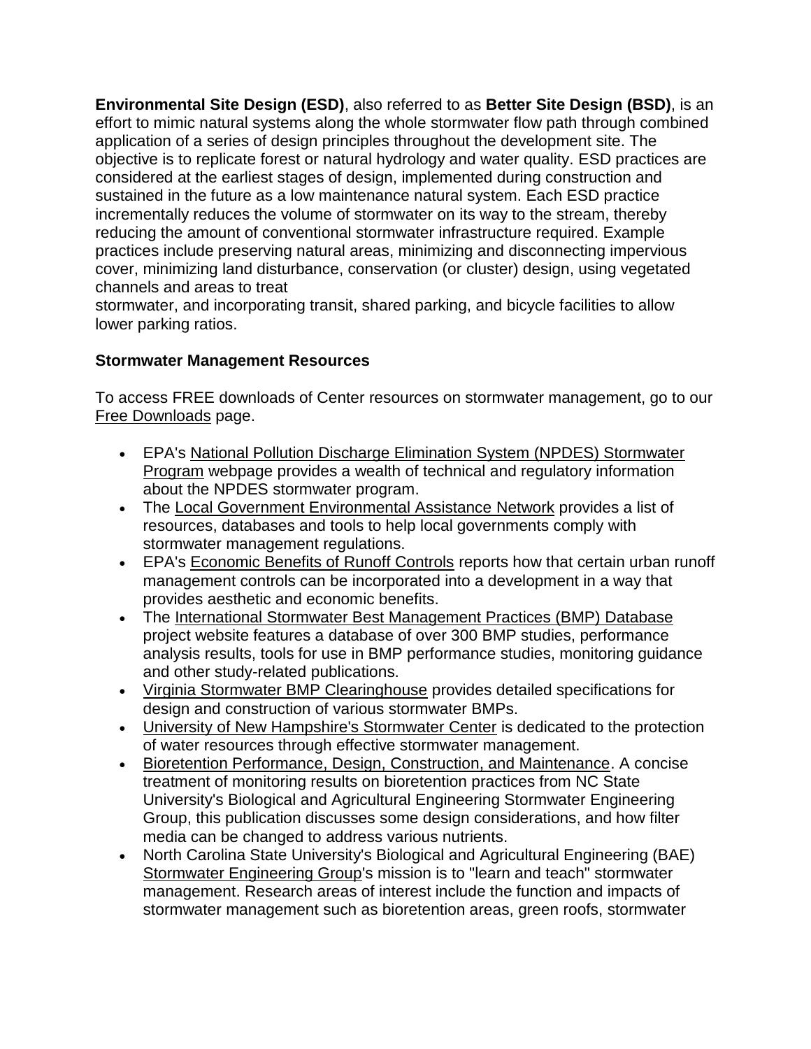**Environmental Site Design (ESD)**, also referred to as **Better Site Design (BSD)**, is an effort to mimic natural systems along the whole stormwater flow path through combined application of a series of design principles throughout the development site. The objective is to replicate forest or natural hydrology and water quality. ESD practices are considered at the earliest stages of design, implemented during construction and sustained in the future as a low maintenance natural system. Each ESD practice incrementally reduces the volume of stormwater on its way to the stream, thereby reducing the amount of conventional stormwater infrastructure required. Example practices include preserving natural areas, minimizing and disconnecting impervious cover, minimizing land disturbance, conservation (or cluster) design, using vegetated channels and areas to treat stormwater, and incorporating transit, shared parking, and bicycle facilities to allow lower parking ratios.

**Stormwater Management Resources**

To access FREE downloads of Center resources on stormwater management, go to our Free Downloads page.

- EPA's National Pollution Discharge Elimination System (NPDES) Stormwater Program webpage provides a wealth of technical and regulatory information about the NPDES stormwater program.
- The Local Government Environmental Assistance Network provides a list of resources, databases and tools to help local governments comply with stormwater management regulations.
- EPA's Economic Benefits of Runoff Controls reports how that certain urban runoff management controls can be incorporated into a development in a way that provides aesthetic and economic benefits.
- The International Stormwater Best Management Practices (BMP) Database project website features a database of over 300 BMP studies, performance analysis results, tools for use in BMP performance studies, monitoring guidance and other study-related publications.
- Virginia Stormwater BMP Clearinghouse provides detailed specifications for design and construction of various stormwater BMPs.
- University of New Hampshire's Stormwater Center is dedicated to the protection of water resources through effective stormwater management.
- Bioretention Performance, Design, Construction, and Maintenance. A concise treatment of monitoring results on bioretention practices from NC State University's Biological and Agricultural Engineering Stormwater Engineering Group, this publication discusses some design considerations, and how filter media can be changed to address various nutrients.
- North Carolina State University's Biological and Agricultural Engineering (BAE) Stormwater Engineering Group's mission is to "learn and teach" stormwater management. Research areas of interest include the function and impacts of stormwater management such as bioretention areas, green roofs, stormwater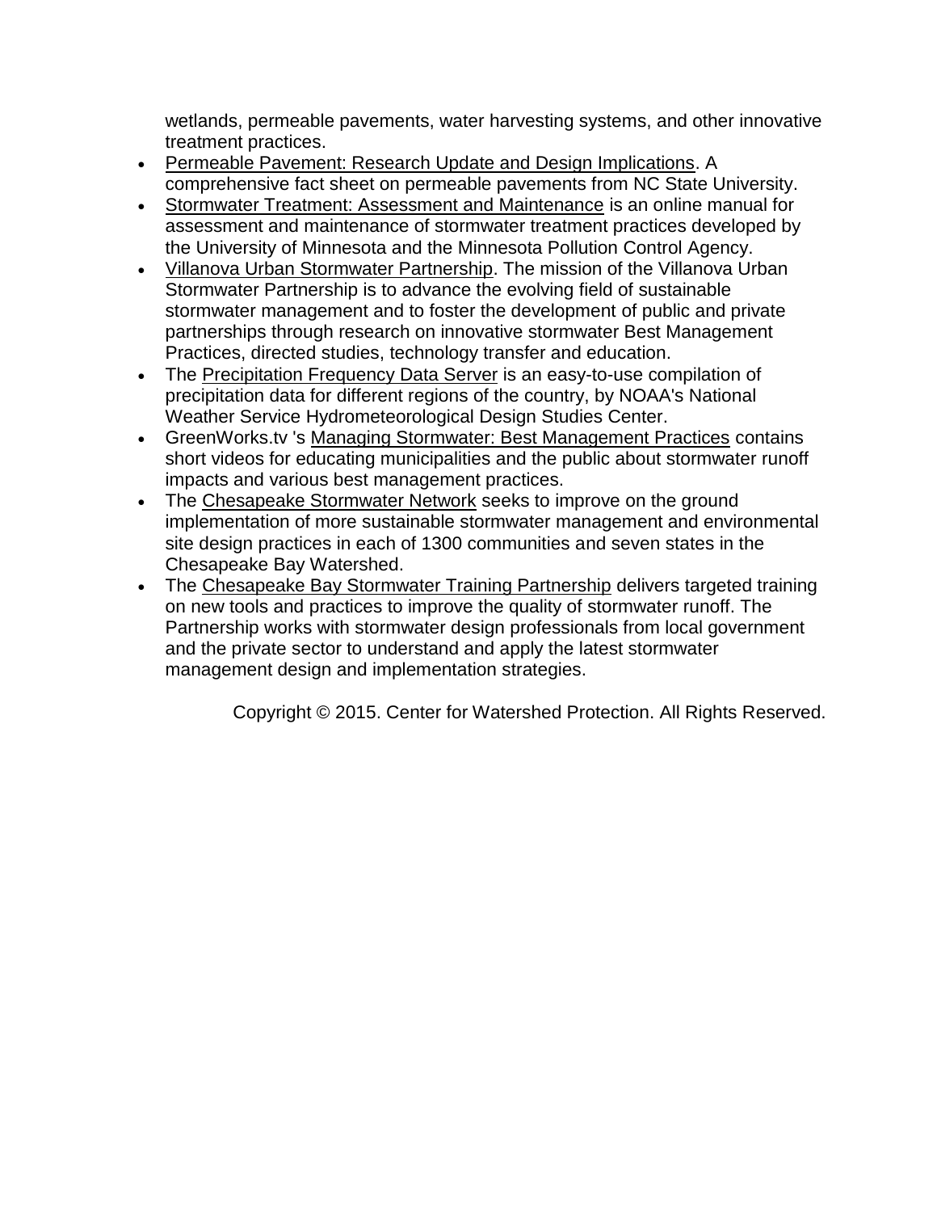wetlands, permeable pavements, water harvesting systems, and other innovative treatment practices.

- Permeable Pavement: Research Update and Design Implications. A comprehensive fact sheet on permeable pavements from NC State University.
- Stormwater Treatment: Assessment and Maintenance is an online manual for assessment and maintenance of stormwater treatment practices developed by the University of Minnesota and the Minnesota Pollution Control Agency.
- Villanova Urban Stormwater Partnership. The mission of the Villanova Urban Stormwater Partnership is to advance the evolving field of sustainable stormwater management and to foster the development of public and private partnerships through research on innovative stormwater Best Management Practices, directed studies, technology transfer and education.
- The Precipitation Frequency Data Server is an easy-to-use compilation of precipitation data for different regions of the country, by NOAA's National Weather Service Hydrometeorological Design Studies Center.
- GreenWorks.tv 's Managing Stormwater: Best Management Practices contains short videos for educating municipalities and the public about stormwater runoff impacts and various best management practices.
- The Chesapeake Stormwater Network seeks to improve on the ground implementation of more sustainable stormwater management and environmental site design practices in each of 1300 communities and seven states in the Chesapeake Bay Watershed.
- The Chesapeake Bay Stormwater Training Partnership delivers targeted training on new tools and practices to improve the quality of stormwater runoff. The Partnership works with stormwater design professionals from local government and the private sector to understand and apply the latest stormwater management design and implementation strategies.

Copyright © 2015. Center for Watershed Protection. All Rights Reserved.